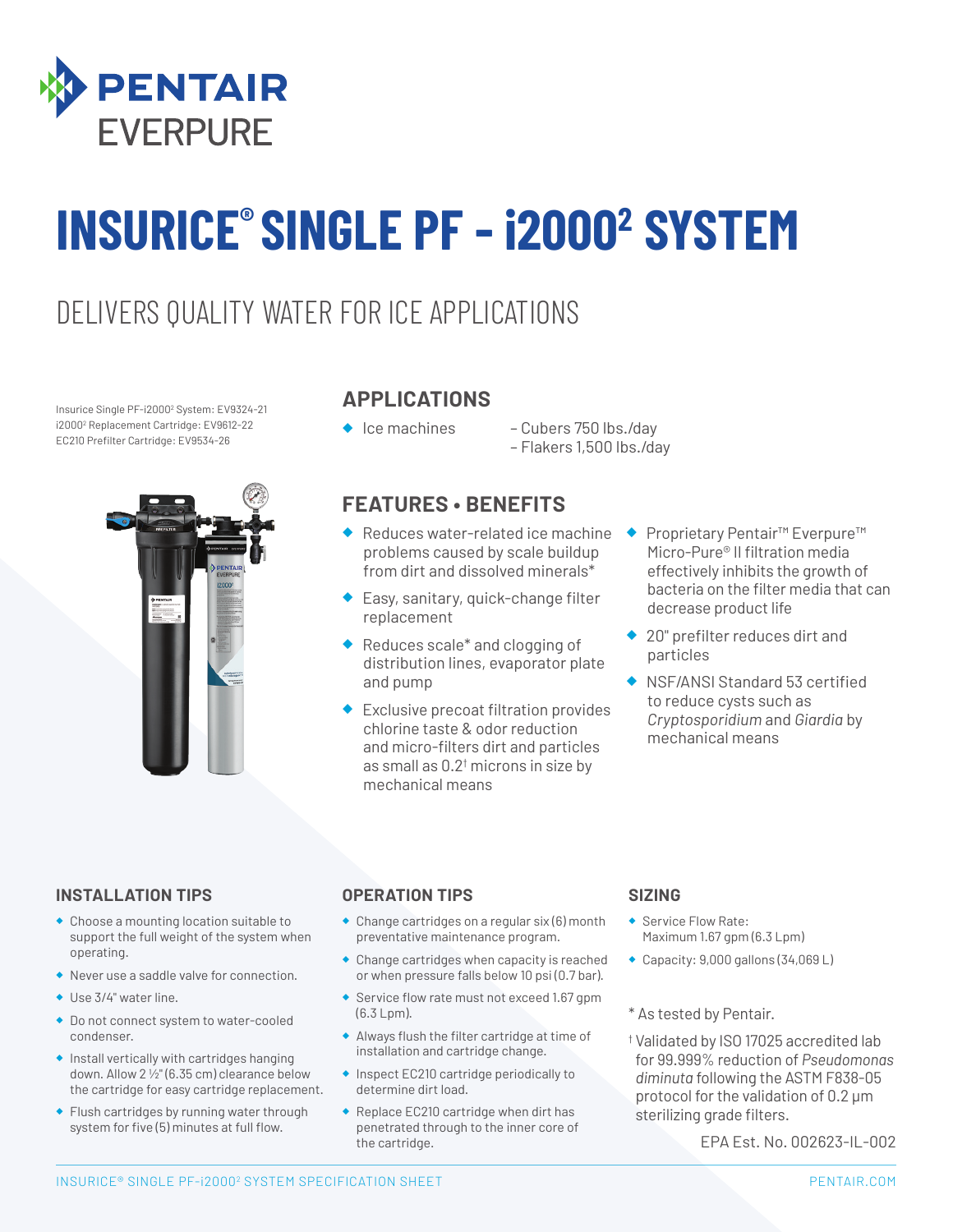# PENTAIR EVERPURE

# INSURICE® SINGLE PF - i2000² SYSTEM

## DELIVERS QUALITY WATER FOR ICE APPLICATIONS

Insurice Single PF-i2000² System: EV9324-21
i2000² Replacement Cartridge: EV9612-22
EC210 Prefilter Cartridge: EV9534-26

### APPLICATIONS

- Ice machines
  - Cubers 750 lbs./day
  - Flakers 1,500 lbs./day

### FEATURES • BENEFITS

- Reduces water-related ice machine problems caused by scale buildup from dirt and dissolved minerals*
- Easy, sanitary, quick-change filter replacement
- Reduces scale* and clogging of distribution lines, evaporator plate and pump
- Exclusive precoat filtration provides chlorine taste & odor reduction and micro-filters dirt and particles as small as 0.2† microns in size by mechanical means
- Proprietary Pentair™ Everpure™ Micro-Pure® II filtration media effectively inhibits the growth of bacteria on the filter media that can decrease product life
- 20" prefilter reduces dirt and particles
- NSF/ANSI Standard 53 certified to reduce cysts such as *Cryptosporidium* and *Giardia* by mechanical means

### INSTALLATION TIPS

- Choose a mounting location suitable to support the full weight of the system when operating.
- Never use a saddle valve for connection.
- Use 3/4" water line.
- Do not connect system to water-cooled condenser.
- Install vertically with cartridges hanging down. Allow 2 ½" (6.35 cm) clearance below the cartridge for easy cartridge replacement.
- Flush cartridges by running water through system for five (5) minutes at full flow.

### OPERATION TIPS

- Change cartridges on a regular six (6) month preventative maintenance program.
- Change cartridges when capacity is reached or when pressure falls below 10 psi (0.7 bar).
- Service flow rate must not exceed 1.67 gpm (6.3 Lpm).
- Always flush the filter cartridge at time of installation and cartridge change.
- Inspect EC210 cartridge periodically to determine dirt load.
- Replace EC210 cartridge when dirt has penetrated through to the inner core of the cartridge.

### SIZING

- Service Flow Rate: Maximum 1.67 gpm (6.3 Lpm)
- Capacity: 9,000 gallons (34,069 L)

\* As tested by Pentair.

† Validated by ISO 17025 accredited lab for 99.999% reduction of *Pseudomonas diminuta* following the ASTM F838-05 protocol for the validation of 0.2 μm sterilizing grade filters.

EPA Est. No. 002623-IL-002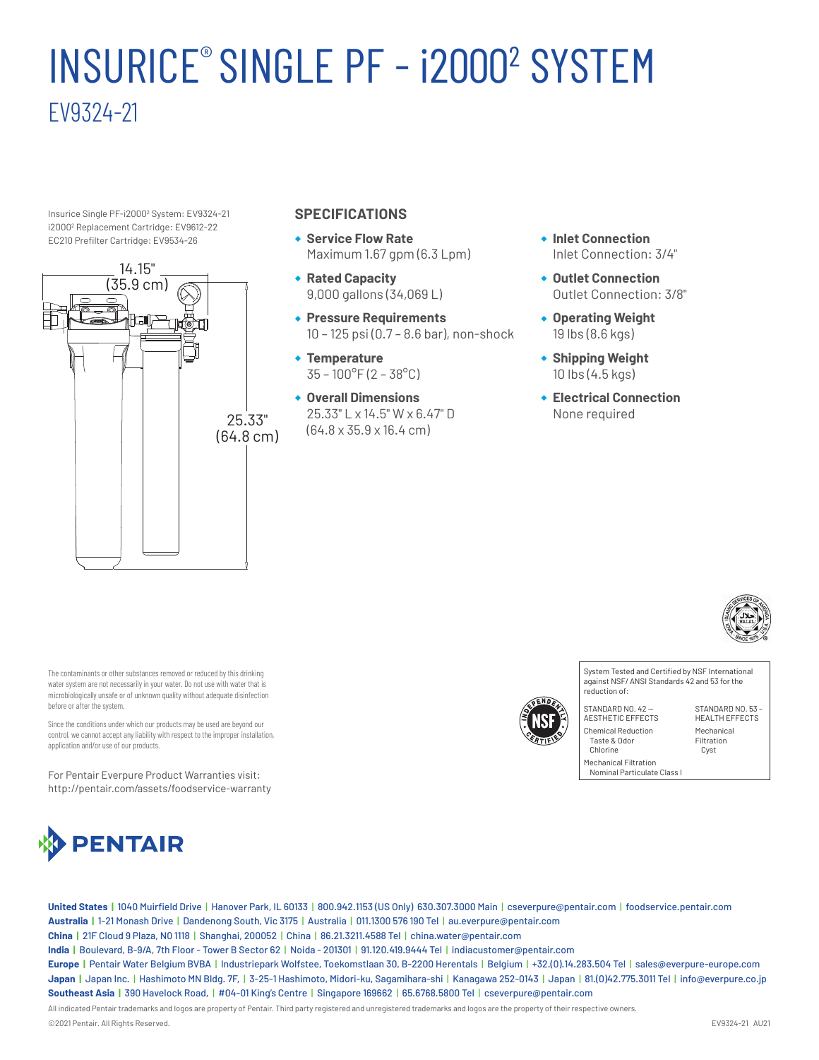# INSURICE® SINGLE PF - i2000² SYSTEM

## EV9324-21

Insurice Single PF-i2000² System: EV9324-21
i2000² Replacement Cartridge: EV9612-22
EC210 Prefilter Cartridge: EV9534-26

14.15"
(35.9 cm)

25.33"
(64.8 cm)

### SPECIFICATIONS

- **Service Flow Rate**
  Maximum 1.67 gpm (6.3 Lpm)
- **Rated Capacity**
  9,000 gallons (34,069 L)
- **Pressure Requirements**
  10 – 125 psi (0.7 – 8.6 bar), non-shock
- **Temperature**
  35 – 100°F (2 – 38°C)
- **Overall Dimensions**
  25.33" L x 14.5" W x 6.47" D
  (64.8 x 35.9 x 16.4 cm)
- **Inlet Connection**
  Inlet Connection: 3/4"
- **Outlet Connection**
  Outlet Connection: 3/8"
- **Operating Weight**
  19 lbs (8.6 kgs)
- **Shipping Weight**
  10 lbs (4.5 kgs)
- **Electrical Connection**
  None required

The contaminants or other substances removed or reduced by this drinking water system are not necessarily in your water. Do not use with water that is microbiologically unsafe or of unknown quality without adequate disinfection before or after the system.

Since the conditions under which our products may be used are beyond our control, we cannot accept any liability with respect to the improper installation, application and/or use of our products.

For Pentair Everpure Product Warranties visit:
http://pentair.com/assets/foodservice-warranty

System Tested and Certified by NSF International against NSF/ ANSI Standards 42 and 53 for the reduction of:

| STANDARD NO. 42 – AESTHETIC EFFECTS | STANDARD NO. 53 – HEALTH EFFECTS |
|---|---|
| Chemical Reduction<br>Taste & Odor<br>Chlorine | Mechanical Filtration<br>Cyst |
| Mechanical Filtration<br>Nominal Particulate Class I | |

PENTAIR

**United States** | 1040 Muirfield Drive | Hanover Park, IL 60133 | 800.942.1153 (US Only) 630.307.3000 Main | cseverpure@pentair.com | foodservice.pentair.com
**Australia** | 1-21 Monash Drive | Dandenong South, Vic 3175 | Australia | 011.1300 576 190 Tel | au.everpure@pentair.com
**China** | 21F Cloud 9 Plaza, NO 1118 | Shanghai, 200052 | China | 86.21.3211.4588 Tel | china.water@pentair.com
**India** | Boulevard, B-9/A, 7th Floor - Tower B Sector 62 | Noida - 201301 | 91.120.419.9444 Tel | indiacustomer@pentair.com
**Europe** | Pentair Water Belgium BVBA | Industriepark Wolfstee, Toekomstlaan 30, B-2200 Herentals | Belgium | +32.(0).14.283.504 Tel | sales@everpure-europe.com
**Japan** | Japan Inc. | Hashimoto MN Bldg. 7F, | 3-25-1 Hashimoto, Midori-ku, Sagamihara-shi | Kanagawa 252-0143 | Japan | 81.(0)42.775.3011 Tel | info@everpure.co.jp
**Southeast Asia** | 390 Havelock Road, | #04-01 King's Centre | Singapore 169662 | 65.6768.5800 Tel | cseverpure@pentair.com

All indicated Pentair trademarks and logos are property of Pentair. Third party registered and unregistered trademarks and logos are the property of their respective owners.

©2021 Pentair. All Rights Reserved.

EV9324-21 AU21